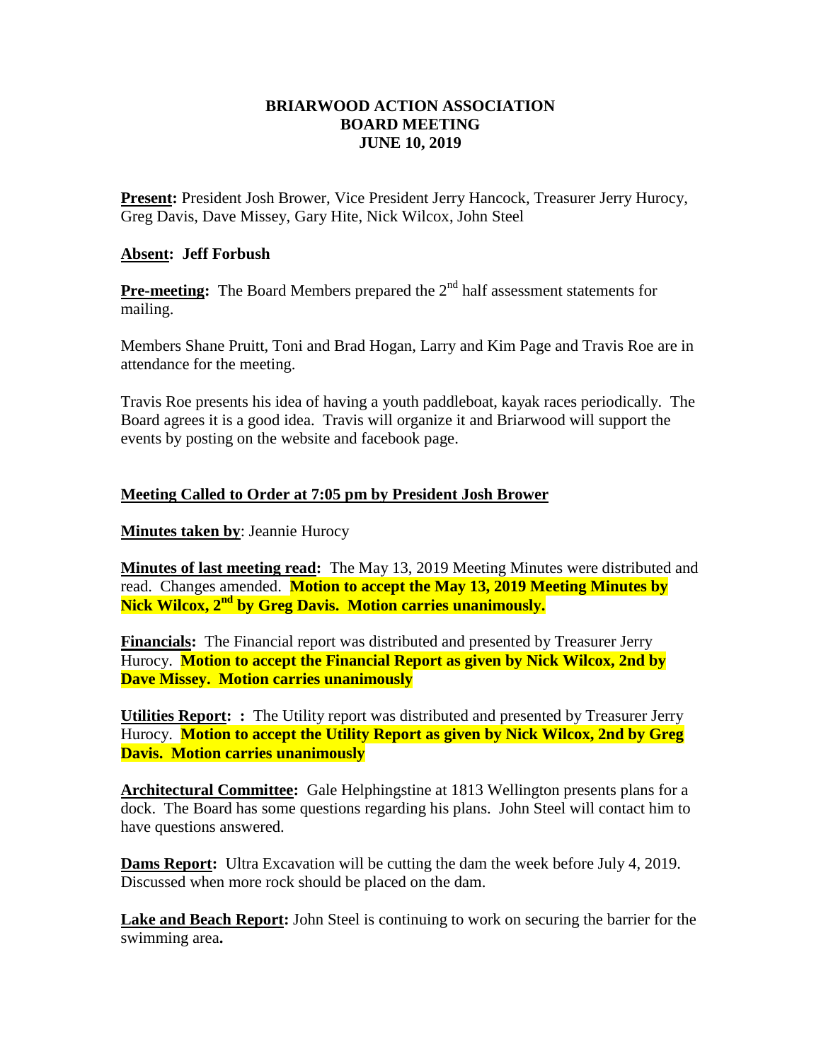# BRIARWOOD ACTION ASSOCIATION
## BOARD MEETING
## JUNE 10, 2019

**Present:** President Josh Brower, Vice President Jerry Hancock, Treasurer Jerry Hurocy, Greg Davis, Dave Missey, Gary Hite, Nick Wilcox, John Steel

**Absent: Jeff Forbush**

**Pre-meeting:** The Board Members prepared the 2nd half assessment statements for mailing.

Members Shane Pruitt, Toni and Brad Hogan, Larry and Kim Page and Travis Roe are in attendance for the meeting.

Travis Roe presents his idea of having a youth paddleboat, kayak races periodically. The Board agrees it is a good idea. Travis will organize it and Briarwood will support the events by posting on the website and facebook page.

**Meeting Called to Order at 7:05 pm by President Josh Brower**

**Minutes taken by**: Jeannie Hurocy

**Minutes of last meeting read:** The May 13, 2019 Meeting Minutes were distributed and read. Changes amended. **Motion to accept the May 13, 2019 Meeting Minutes by Nick Wilcox, 2nd by Greg Davis. Motion carries unanimously.**

**Financials:** The Financial report was distributed and presented by Treasurer Jerry Hurocy. **Motion to accept the Financial Report as given by Nick Wilcox, 2nd by Dave Missey. Motion carries unanimously**

**Utilities Report: :** The Utility report was distributed and presented by Treasurer Jerry Hurocy. **Motion to accept the Utility Report as given by Nick Wilcox, 2nd by Greg Davis. Motion carries unanimously**

**Architectural Committee:** Gale Helphingstine at 1813 Wellington presents plans for a dock. The Board has some questions regarding his plans. John Steel will contact him to have questions answered.

**Dams Report:** Ultra Excavation will be cutting the dam the week before July 4, 2019. Discussed when more rock should be placed on the dam.

**Lake and Beach Report:** John Steel is continuing to work on securing the barrier for the swimming area**.**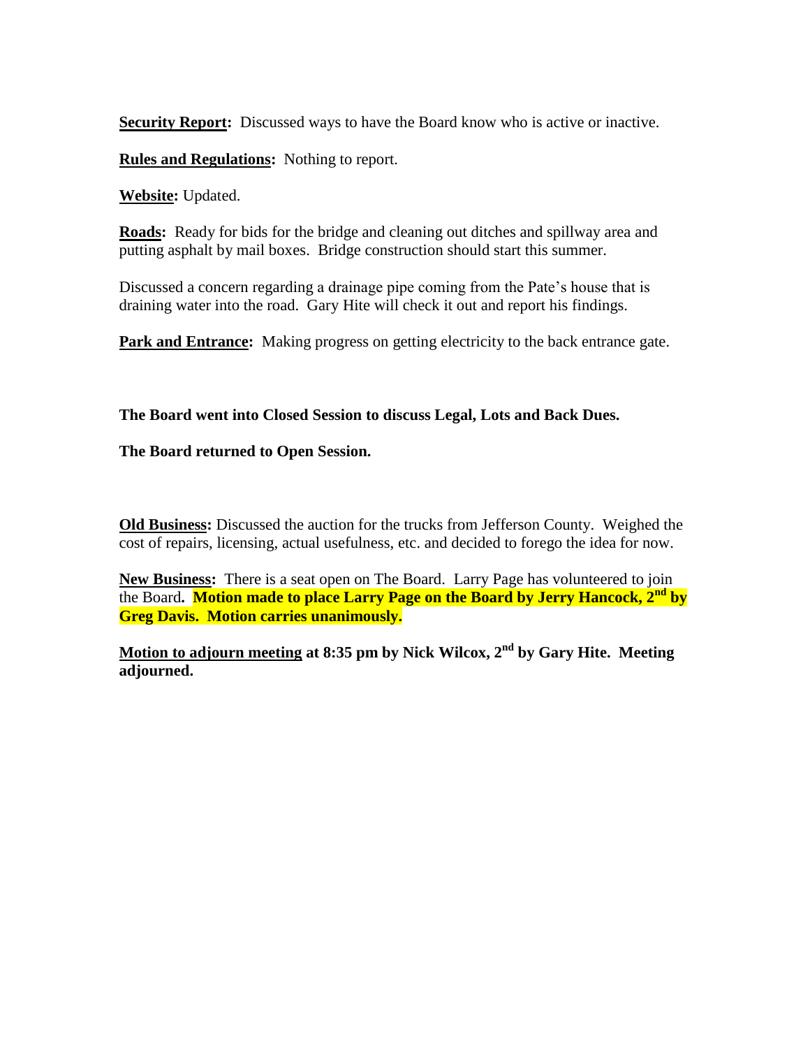**<u>Security Report</u>:** Discussed ways to have the Board know who is active or inactive.

**<u>Rules and Regulations</u>:** Nothing to report.

**<u>Website</u>:** Updated.

**<u>Roads</u>:** Ready for bids for the bridge and cleaning out ditches and spillway area and putting asphalt by mail boxes. Bridge construction should start this summer.

Discussed a concern regarding a drainage pipe coming from the Pate's house that is draining water into the road. Gary Hite will check it out and report his findings.

**<u>Park and Entrance</u>:** Making progress on getting electricity to the back entrance gate.

**The Board went into Closed Session to discuss Legal, Lots and Back Dues.**

**The Board returned to Open Session.**

**<u>Old Business</u>:** Discussed the auction for the trucks from Jefferson County. Weighed the cost of repairs, licensing, actual usefulness, etc. and decided to forego the idea for now.

**<u>New Business</u>:** There is a seat open on The Board. Larry Page has volunteered to join the Board**.** **Motion made to place Larry Page on the Board by Jerry Hancock, 2nd by Greg Davis. Motion carries unanimously.**

**<u>Motion to adjourn meeting</u> at 8:35 pm by Nick Wilcox, 2nd by Gary Hite. Meeting adjourned.**